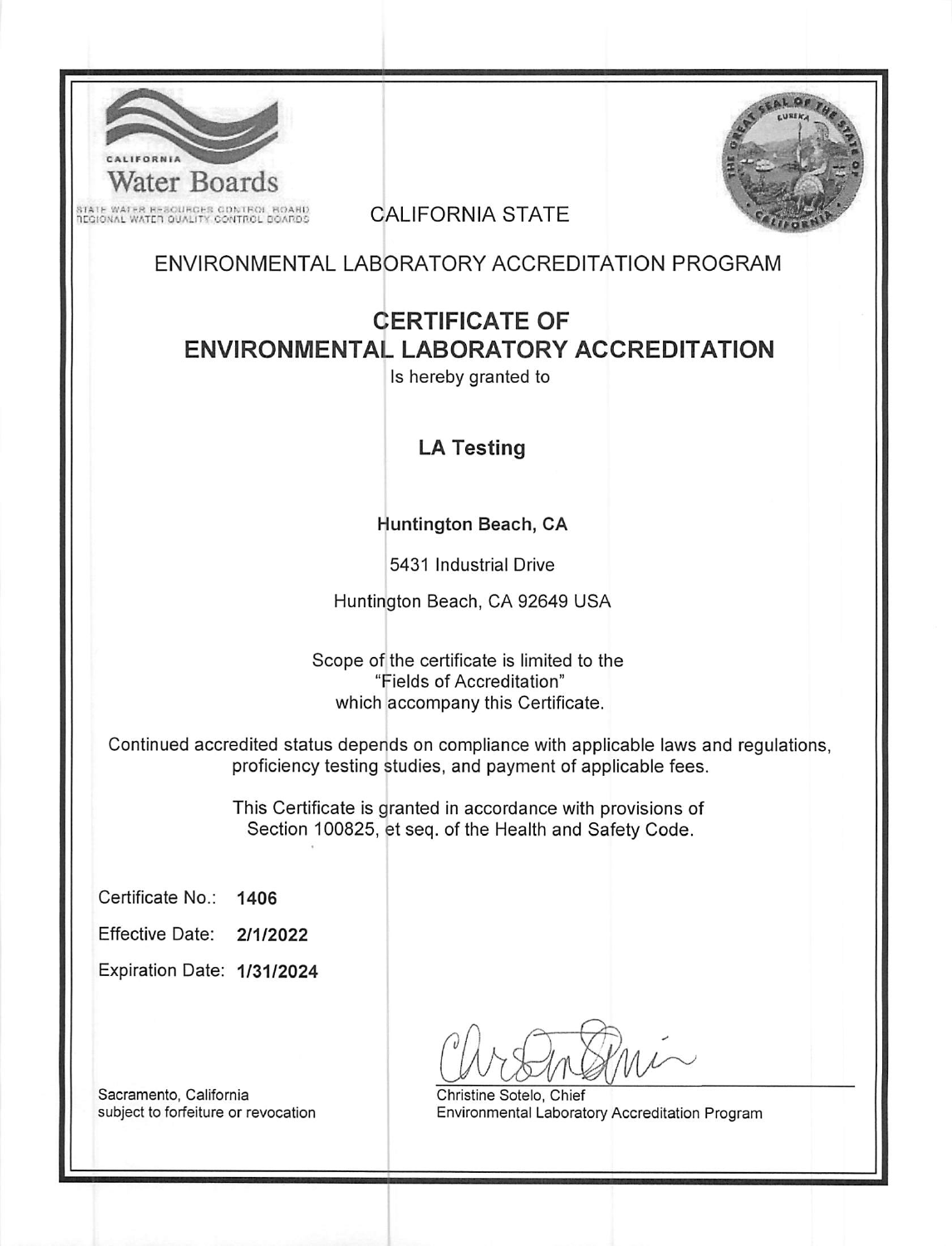CALIFORNIA
Water Boards
STATE WATER RESOURCES CONTROL BOARD
REGIONAL WATER QUALITY CONTROL BOARDS

CALIFORNIA STATE

ENVIRONMENTAL LABORATORY ACCREDITATION PROGRAM

# CERTIFICATE OF ENVIRONMENTAL LABORATORY ACCREDITATION

Is hereby granted to

## LA Testing

**Huntington Beach, CA**

5431 Industrial Drive

Huntington Beach, CA 92649 USA

Scope of the certificate is limited to the "Fields of Accreditation" which accompany this Certificate.

Continued accredited status depends on compliance with applicable laws and regulations, proficiency testing studies, and payment of applicable fees.

This Certificate is granted in accordance with provisions of Section 100825, et seq. of the Health and Safety Code.

Certificate No.: **1406**

Effective Date: **2/1/2022**

Expiration Date: **1/31/2024**

Sacramento, California
subject to forfeiture or revocation

Christine Sotelo, Chief
Environmental Laboratory Accreditation Program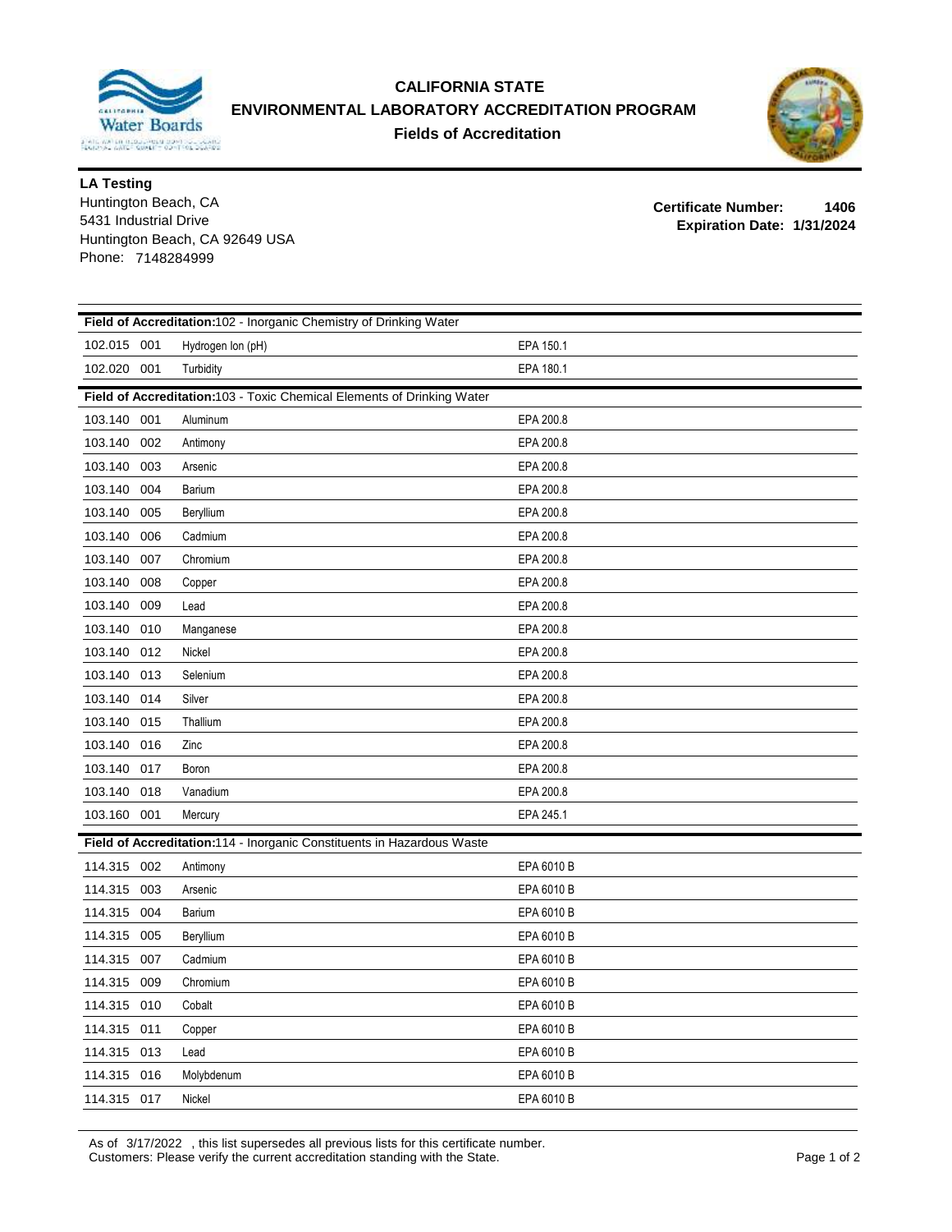# CALIFORNIA STATE
# ENVIRONMENTAL LABORATORY ACCREDITATION PROGRAM
## Fields of Accreditation

**LA Testing**
Huntington Beach, CA
5431 Industrial Drive
Huntington Beach, CA 92649 USA
Phone: 7148284999

**Certificate Number:** 1406
**Expiration Date:** 1/31/2024

| | | |
|---|---|---|
| **Field of Accreditation:** 102 - Inorganic Chemistry of Drinking Water | | |
| 102.015 001 | Hydrogen Ion (pH) | EPA 150.1 |
| 102.020 001 | Turbidity | EPA 180.1 |
| **Field of Accreditation:** 103 - Toxic Chemical Elements of Drinking Water | | |
| 103.140 001 | Aluminum | EPA 200.8 |
| 103.140 002 | Antimony | EPA 200.8 |
| 103.140 003 | Arsenic | EPA 200.8 |
| 103.140 004 | Barium | EPA 200.8 |
| 103.140 005 | Beryllium | EPA 200.8 |
| 103.140 006 | Cadmium | EPA 200.8 |
| 103.140 007 | Chromium | EPA 200.8 |
| 103.140 008 | Copper | EPA 200.8 |
| 103.140 009 | Lead | EPA 200.8 |
| 103.140 010 | Manganese | EPA 200.8 |
| 103.140 012 | Nickel | EPA 200.8 |
| 103.140 013 | Selenium | EPA 200.8 |
| 103.140 014 | Silver | EPA 200.8 |
| 103.140 015 | Thallium | EPA 200.8 |
| 103.140 016 | Zinc | EPA 200.8 |
| 103.140 017 | Boron | EPA 200.8 |
| 103.140 018 | Vanadium | EPA 200.8 |
| 103.160 001 | Mercury | EPA 245.1 |
| **Field of Accreditation:** 114 - Inorganic Constituents in Hazardous Waste | | |
| 114.315 002 | Antimony | EPA 6010 B |
| 114.315 003 | Arsenic | EPA 6010 B |
| 114.315 004 | Barium | EPA 6010 B |
| 114.315 005 | Beryllium | EPA 6010 B |
| 114.315 007 | Cadmium | EPA 6010 B |
| 114.315 009 | Chromium | EPA 6010 B |
| 114.315 010 | Cobalt | EPA 6010 B |
| 114.315 011 | Copper | EPA 6010 B |
| 114.315 013 | Lead | EPA 6010 B |
| 114.315 016 | Molybdenum | EPA 6010 B |
| 114.315 017 | Nickel | EPA 6010 B |

As of 3/17/2022 , this list supersedes all previous lists for this certificate number.
Customers: Please verify the current accreditation standing with the State.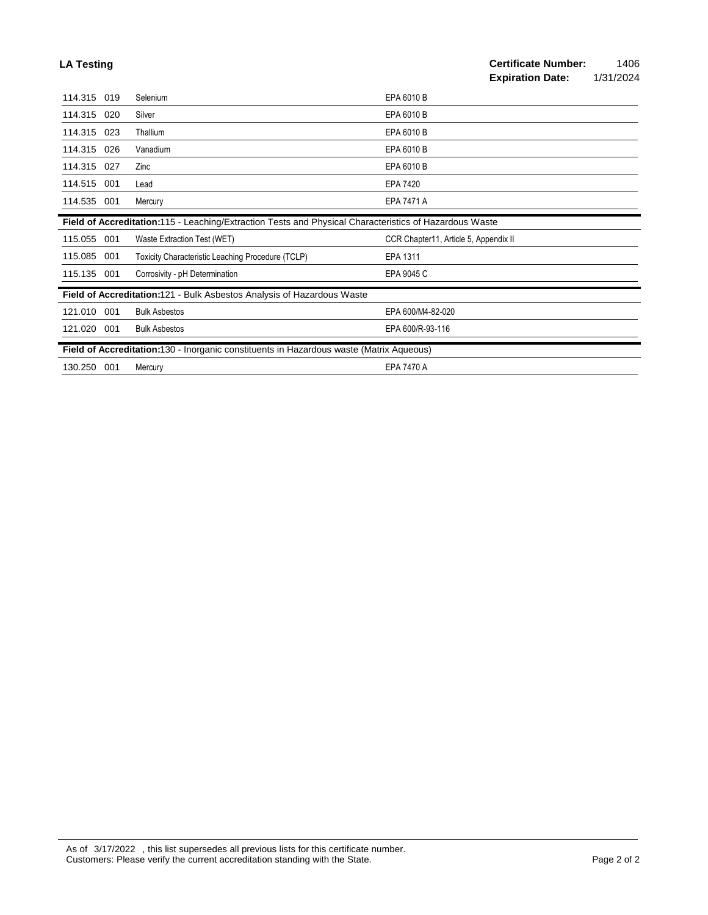| | | |
|---|---|---|
| 114.315 019 | Selenium | EPA 6010 B |
| 114.315 020 | Silver | EPA 6010 B |
| 114.315 023 | Thallium | EPA 6010 B |
| 114.315 026 | Vanadium | EPA 6010 B |
| 114.315 027 | Zinc | EPA 6010 B |
| 114.515 001 | Lead | EPA 7420 |
| 114.535 001 | Mercury | EPA 7471 A |

**Field of Accreditation:** 115 - Leaching/Extraction Tests and Physical Characteristics of Hazardous Waste

| | | |
|---|---|---|
| 115.055 001 | Waste Extraction Test (WET) | CCR Chapter11, Article 5, Appendix II |
| 115.085 001 | Toxicity Characteristic Leaching Procedure (TCLP) | EPA 1311 |
| 115.135 001 | Corrosivity - pH Determination | EPA 9045 C |

**Field of Accreditation:** 121 - Bulk Asbestos Analysis of Hazardous Waste

| | | |
|---|---|---|
| 121.010 001 | Bulk Asbestos | EPA 600/M4-82-020 |
| 121.020 001 | Bulk Asbestos | EPA 600/R-93-116 |

**Field of Accreditation:** 130 - Inorganic constituents in Hazardous waste (Matrix Aqueous)

| | | |
|---|---|---|
| 130.250 001 | Mercury | EPA 7470 A |

As of 3/17/2022 , this list supersedes all previous lists for this certificate number.
Customers: Please verify the current accreditation standing with the State.